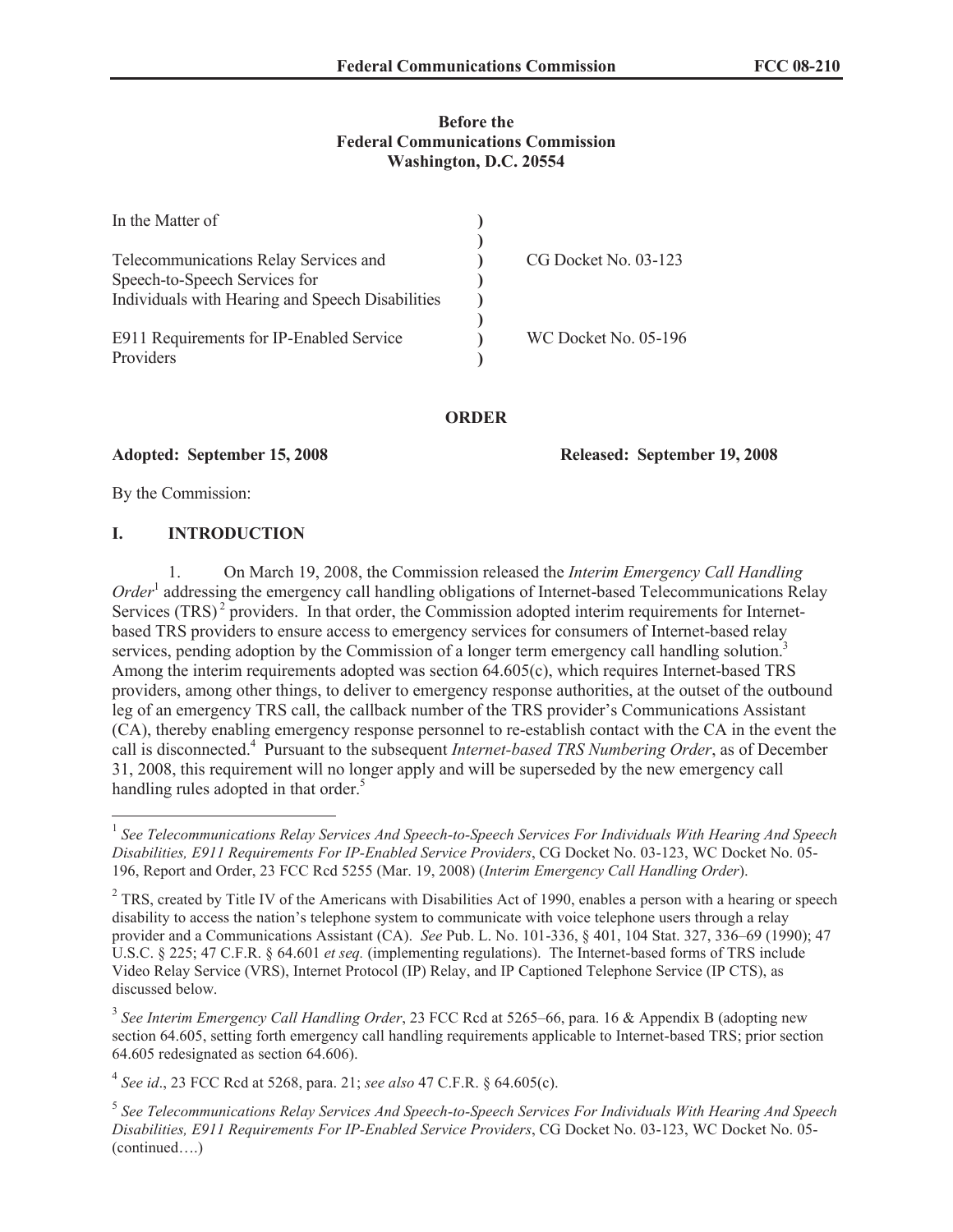**Before the**
**Federal Communications Commission**
**Washington, D.C. 20554**

| | | |
|---|---|---|
| In the Matter of | ) | |
| | ) | |
| Telecommunications Relay Services and Speech-to-Speech Services for Individuals with Hearing and Speech Disabilities | ) | CG Docket No. 03-123 |
| | ) | |
| E911 Requirements for IP-Enabled Service Providers | ) | WC Docket No. 05-196 |

**ORDER**

**Adopted: September 15, 2008** **Released: September 19, 2008**

By the Commission:

## I. INTRODUCTION

1. On March 19, 2008, the Commission released the *Interim Emergency Call Handling Order*[1] addressing the emergency call handling obligations of Internet-based Telecommunications Relay Services (TRS)[2] providers. In that order, the Commission adopted interim requirements for Internet-based TRS providers to ensure access to emergency services for consumers of Internet-based relay services, pending adoption by the Commission of a longer term emergency call handling solution.[3] Among the interim requirements adopted was section 64.605(c), which requires Internet-based TRS providers, among other things, to deliver to emergency response authorities, at the outset of the outbound leg of an emergency TRS call, the callback number of the TRS provider's Communications Assistant (CA), thereby enabling emergency response personnel to re-establish contact with the CA in the event the call is disconnected.[4] Pursuant to the subsequent *Internet-based TRS Numbering Order*, as of December 31, 2008, this requirement will no longer apply and will be superseded by the new emergency call handling rules adopted in that order.[5]

---

[1] *See Telecommunications Relay Services And Speech-to-Speech Services For Individuals With Hearing And Speech Disabilities, E911 Requirements For IP-Enabled Service Providers*, CG Docket No. 03-123, WC Docket No. 05-196, Report and Order, 23 FCC Rcd 5255 (Mar. 19, 2008) (*Interim Emergency Call Handling Order*).

[2] TRS, created by Title IV of the Americans with Disabilities Act of 1990, enables a person with a hearing or speech disability to access the nation's telephone system to communicate with voice telephone users through a relay provider and a Communications Assistant (CA). *See* Pub. L. No. 101-336, § 401, 104 Stat. 327, 336–69 (1990); 47 U.S.C. § 225; 47 C.F.R. § 64.601 *et seq.* (implementing regulations). The Internet-based forms of TRS include Video Relay Service (VRS), Internet Protocol (IP) Relay, and IP Captioned Telephone Service (IP CTS), as discussed below.

[3] *See Interim Emergency Call Handling Order*, 23 FCC Rcd at 5265–66, para. 16 & Appendix B (adopting new section 64.605, setting forth emergency call handling requirements applicable to Internet-based TRS; prior section 64.605 redesignated as section 64.606).

[4] *See id*., 23 FCC Rcd at 5268, para. 21; *see also* 47 C.F.R. § 64.605(c).

[5] *See Telecommunications Relay Services And Speech-to-Speech Services For Individuals With Hearing And Speech Disabilities, E911 Requirements For IP-Enabled Service Providers*, CG Docket No. 03-123, WC Docket No. 05-(continued….)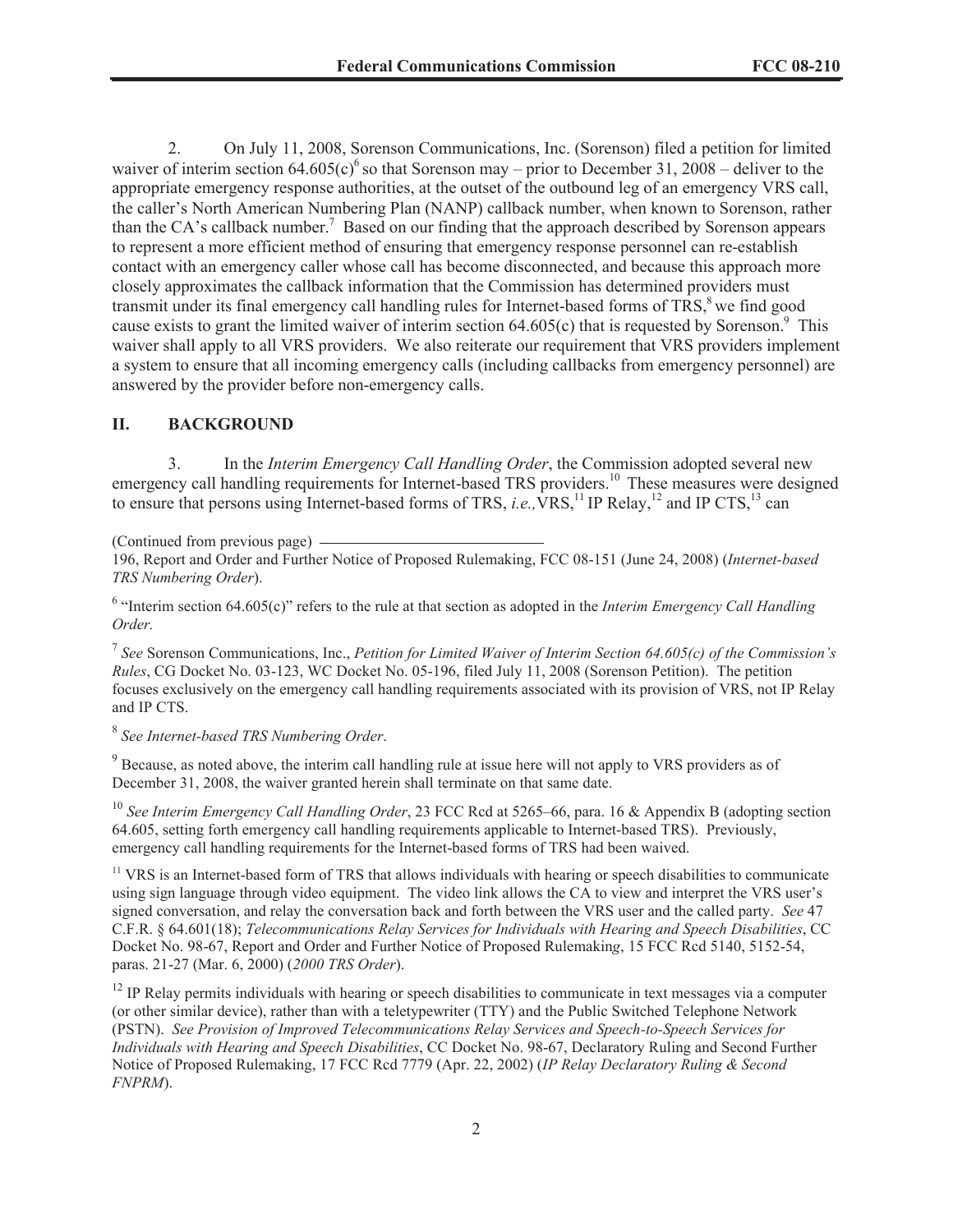2. On July 11, 2008, Sorenson Communications, Inc. (Sorenson) filed a petition for limited waiver of interim section 64.605(c)[6] so that Sorenson may – prior to December 31, 2008 – deliver to the appropriate emergency response authorities, at the outset of the outbound leg of an emergency VRS call, the caller's North American Numbering Plan (NANP) callback number, when known to Sorenson, rather than the CA's callback number.[7] Based on our finding that the approach described by Sorenson appears to represent a more efficient method of ensuring that emergency response personnel can re-establish contact with an emergency caller whose call has become disconnected, and because this approach more closely approximates the callback information that the Commission has determined providers must transmit under its final emergency call handling rules for Internet-based forms of TRS,[8] we find good cause exists to grant the limited waiver of interim section 64.605(c) that is requested by Sorenson.[9] This waiver shall apply to all VRS providers. We also reiterate our requirement that VRS providers implement a system to ensure that all incoming emergency calls (including callbacks from emergency personnel) are answered by the provider before non-emergency calls.

## II. BACKGROUND

3. In the *Interim Emergency Call Handling Order*, the Commission adopted several new emergency call handling requirements for Internet-based TRS providers.[10] These measures were designed to ensure that persons using Internet-based forms of TRS, *i.e.,* VRS,[11] IP Relay,[12] and IP CTS,[13] can

(Continued from previous page)

196, Report and Order and Further Notice of Proposed Rulemaking, FCC 08-151 (June 24, 2008) (*Internet-based TRS Numbering Order*).

[6] "Interim section 64.605(c)" refers to the rule at that section as adopted in the *Interim Emergency Call Handling Order.*

[7] *See* Sorenson Communications, Inc., *Petition for Limited Waiver of Interim Section 64.605(c) of the Commission's Rules*, CG Docket No. 03-123, WC Docket No. 05-196, filed July 11, 2008 (Sorenson Petition). The petition focuses exclusively on the emergency call handling requirements associated with its provision of VRS, not IP Relay and IP CTS.

[8] *See Internet-based TRS Numbering Order*.

[9] Because, as noted above, the interim call handling rule at issue here will not apply to VRS providers as of December 31, 2008, the waiver granted herein shall terminate on that same date.

[10] *See Interim Emergency Call Handling Order*, 23 FCC Rcd at 5265–66, para. 16 & Appendix B (adopting section 64.605, setting forth emergency call handling requirements applicable to Internet-based TRS). Previously, emergency call handling requirements for the Internet-based forms of TRS had been waived.

[11] VRS is an Internet-based form of TRS that allows individuals with hearing or speech disabilities to communicate using sign language through video equipment. The video link allows the CA to view and interpret the VRS user's signed conversation, and relay the conversation back and forth between the VRS user and the called party. *See* 47 C.F.R. § 64.601(18); *Telecommunications Relay Services for Individuals with Hearing and Speech Disabilities*, CC Docket No. 98-67, Report and Order and Further Notice of Proposed Rulemaking, 15 FCC Rcd 5140, 5152-54, paras. 21-27 (Mar. 6, 2000) (*2000 TRS Order*).

[12] IP Relay permits individuals with hearing or speech disabilities to communicate in text messages via a computer (or other similar device), rather than with a teletypewriter (TTY) and the Public Switched Telephone Network (PSTN). *See Provision of Improved Telecommunications Relay Services and Speech-to-Speech Services for Individuals with Hearing and Speech Disabilities*, CC Docket No. 98-67, Declaratory Ruling and Second Further Notice of Proposed Rulemaking, 17 FCC Rcd 7779 (Apr. 22, 2002) (*IP Relay Declaratory Ruling & Second FNPRM*).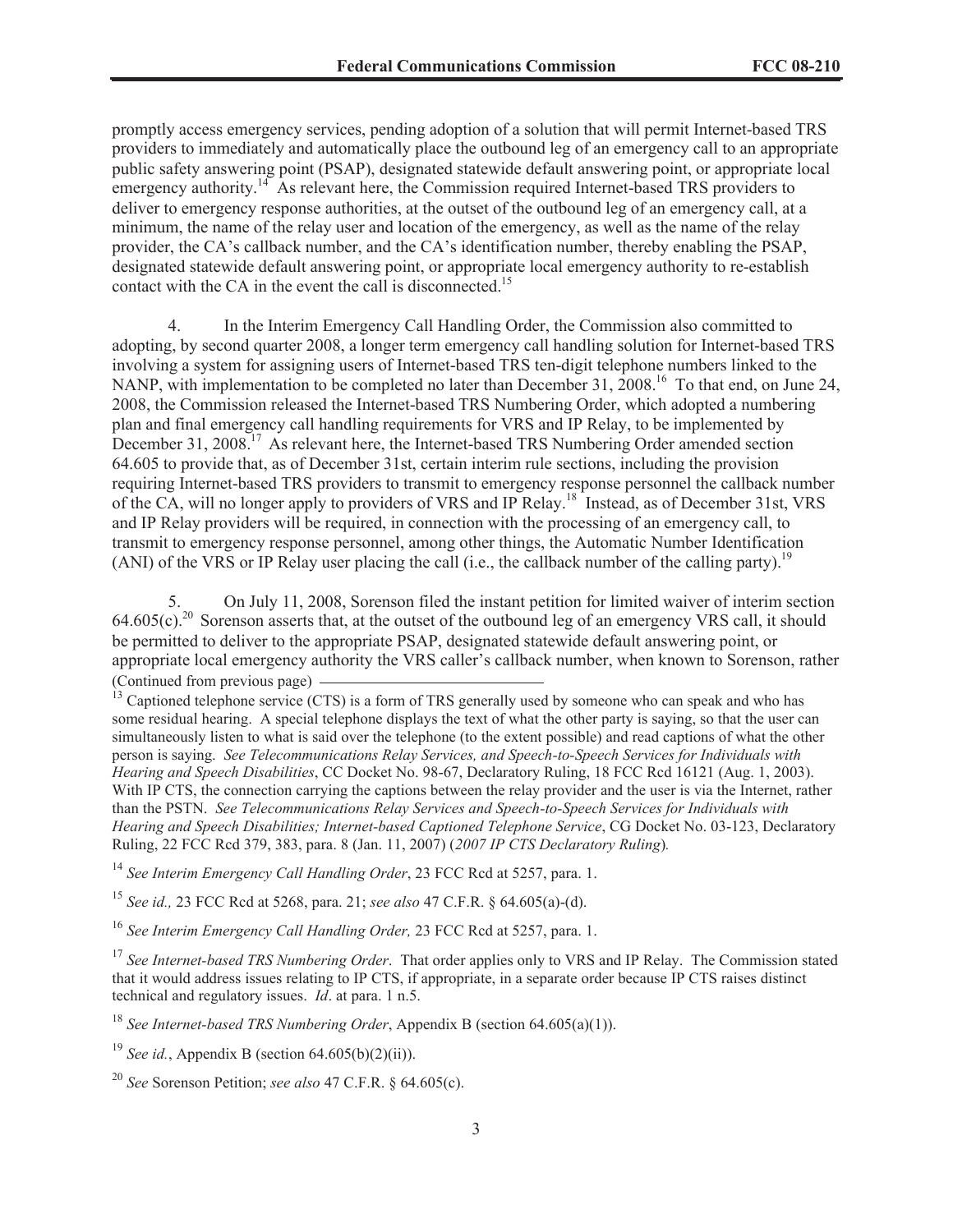promptly access emergency services, pending adoption of a solution that will permit Internet-based TRS providers to immediately and automatically place the outbound leg of an emergency call to an appropriate public safety answering point (PSAP), designated statewide default answering point, or appropriate local emergency authority.[14] As relevant here, the Commission required Internet-based TRS providers to deliver to emergency response authorities, at the outset of the outbound leg of an emergency call, at a minimum, the name of the relay user and location of the emergency, as well as the name of the relay provider, the CA's callback number, and the CA's identification number, thereby enabling the PSAP, designated statewide default answering point, or appropriate local emergency authority to re-establish contact with the CA in the event the call is disconnected.[15]

4. In the Interim Emergency Call Handling Order, the Commission also committed to adopting, by second quarter 2008, a longer term emergency call handling solution for Internet-based TRS involving a system for assigning users of Internet-based TRS ten-digit telephone numbers linked to the NANP, with implementation to be completed no later than December 31, 2008.[16] To that end, on June 24, 2008, the Commission released the Internet-based TRS Numbering Order, which adopted a numbering plan and final emergency call handling requirements for VRS and IP Relay, to be implemented by December 31, 2008.[17] As relevant here, the Internet-based TRS Numbering Order amended section 64.605 to provide that, as of December 31st, certain interim rule sections, including the provision requiring Internet-based TRS providers to transmit to emergency response personnel the callback number of the CA, will no longer apply to providers of VRS and IP Relay.[18] Instead, as of December 31st, VRS and IP Relay providers will be required, in connection with the processing of an emergency call, to transmit to emergency response personnel, among other things, the Automatic Number Identification (ANI) of the VRS or IP Relay user placing the call (i.e., the callback number of the calling party).[19]

5. On July 11, 2008, Sorenson filed the instant petition for limited waiver of interim section 64.605(c).[20] Sorenson asserts that, at the outset of the outbound leg of an emergency VRS call, it should be permitted to deliver to the appropriate PSAP, designated statewide default answering point, or appropriate local emergency authority the VRS caller's callback number, when known to Sorenson, rather

(Continued from previous page)

[13] Captioned telephone service (CTS) is a form of TRS generally used by someone who can speak and who has some residual hearing. A special telephone displays the text of what the other party is saying, so that the user can simultaneously listen to what is said over the telephone (to the extent possible) and read captions of what the other person is saying. *See Telecommunications Relay Services, and Speech-to-Speech Services for Individuals with Hearing and Speech Disabilities*, CC Docket No. 98-67, Declaratory Ruling, 18 FCC Rcd 16121 (Aug. 1, 2003). With IP CTS, the connection carrying the captions between the relay provider and the user is via the Internet, rather than the PSTN. *See Telecommunications Relay Services and Speech-to-Speech Services for Individuals with Hearing and Speech Disabilities; Internet-based Captioned Telephone Service*, CG Docket No. 03-123, Declaratory Ruling, 22 FCC Rcd 379, 383, para. 8 (Jan. 11, 2007) (*2007 IP CTS Declaratory Ruling*).

[14] *See Interim Emergency Call Handling Order*, 23 FCC Rcd at 5257, para. 1.

[15] *See id.,* 23 FCC Rcd at 5268, para. 21; *see also* 47 C.F.R. § 64.605(a)-(d).

[16] *See Interim Emergency Call Handling Order,* 23 FCC Rcd at 5257, para. 1.

[17] *See Internet-based TRS Numbering Order*. That order applies only to VRS and IP Relay. The Commission stated that it would address issues relating to IP CTS, if appropriate, in a separate order because IP CTS raises distinct technical and regulatory issues. *Id*. at para. 1 n.5.

[18] *See Internet-based TRS Numbering Order*, Appendix B (section 64.605(a)(1)).

[19] *See id.*, Appendix B (section 64.605(b)(2)(ii)).

[20] *See* Sorenson Petition; *see also* 47 C.F.R. § 64.605(c).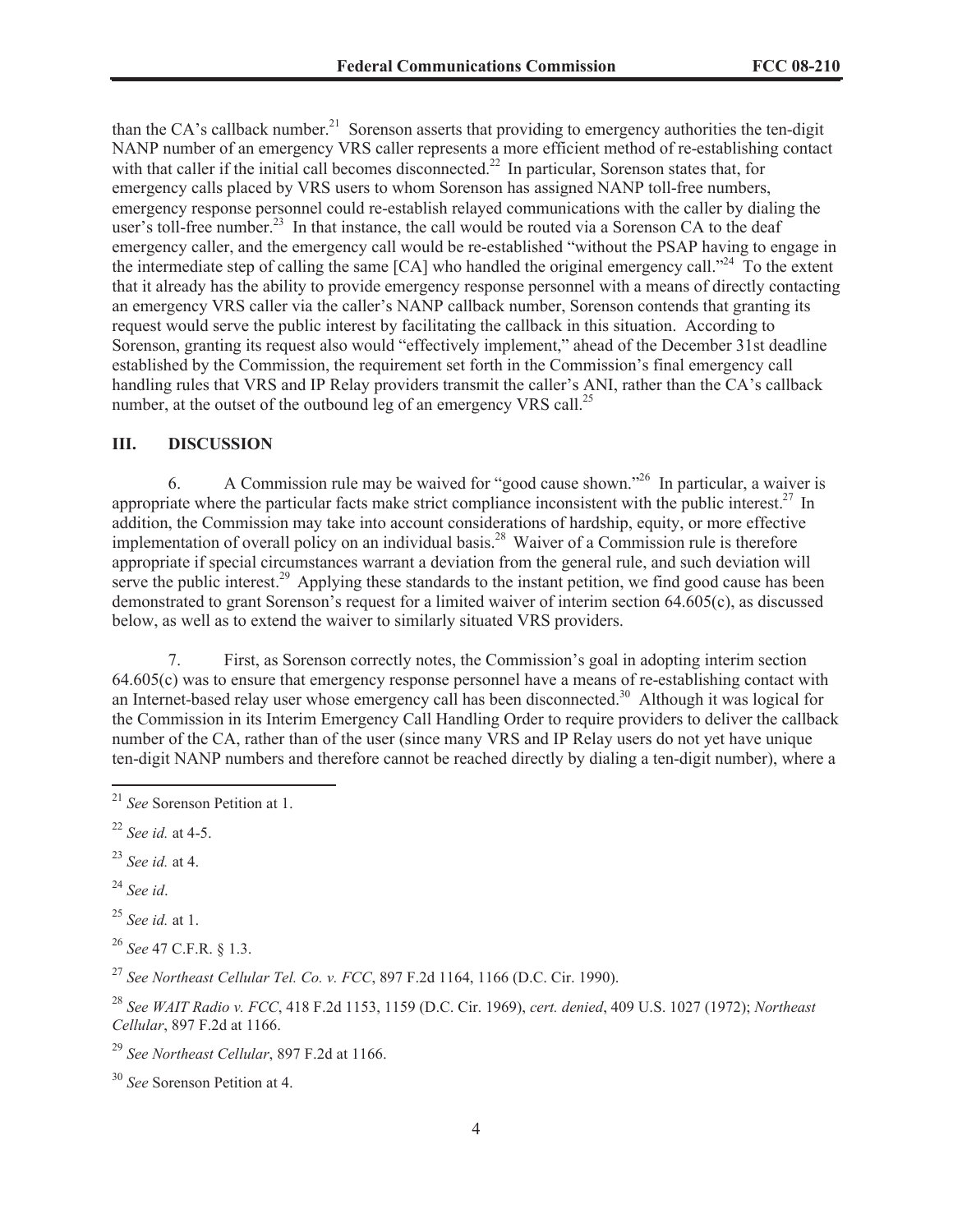than the CA's callback number.[21] Sorenson asserts that providing to emergency authorities the ten-digit NANP number of an emergency VRS caller represents a more efficient method of re-establishing contact with that caller if the initial call becomes disconnected.[22] In particular, Sorenson states that, for emergency calls placed by VRS users to whom Sorenson has assigned NANP toll-free numbers, emergency response personnel could re-establish relayed communications with the caller by dialing the user's toll-free number.[23] In that instance, the call would be routed via a Sorenson CA to the deaf emergency caller, and the emergency call would be re-established "without the PSAP having to engage in the intermediate step of calling the same [CA] who handled the original emergency call."[24] To the extent that it already has the ability to provide emergency response personnel with a means of directly contacting an emergency VRS caller via the caller's NANP callback number, Sorenson contends that granting its request would serve the public interest by facilitating the callback in this situation. According to Sorenson, granting its request also would "effectively implement," ahead of the December 31st deadline established by the Commission, the requirement set forth in the Commission's final emergency call handling rules that VRS and IP Relay providers transmit the caller's ANI, rather than the CA's callback number, at the outset of the outbound leg of an emergency VRS call.[25]

## III. DISCUSSION

6. A Commission rule may be waived for "good cause shown."[26] In particular, a waiver is appropriate where the particular facts make strict compliance inconsistent with the public interest.[27] In addition, the Commission may take into account considerations of hardship, equity, or more effective implementation of overall policy on an individual basis.[28] Waiver of a Commission rule is therefore appropriate if special circumstances warrant a deviation from the general rule, and such deviation will serve the public interest.[29] Applying these standards to the instant petition, we find good cause has been demonstrated to grant Sorenson's request for a limited waiver of interim section 64.605(c), as discussed below, as well as to extend the waiver to similarly situated VRS providers.

7. First, as Sorenson correctly notes, the Commission's goal in adopting interim section 64.605(c) was to ensure that emergency response personnel have a means of re-establishing contact with an Internet-based relay user whose emergency call has been disconnected.[30] Although it was logical for the Commission in its Interim Emergency Call Handling Order to require providers to deliver the callback number of the CA, rather than of the user (since many VRS and IP Relay users do not yet have unique ten-digit NANP numbers and therefore cannot be reached directly by dialing a ten-digit number), where a

---

[21] *See* Sorenson Petition at 1.

[22] *See id.* at 4-5.

[23] *See id.* at 4.

[24] *See id*.

[25] *See id.* at 1.

[26] *See* 47 C.F.R. § 1.3.

[27] *See Northeast Cellular Tel. Co. v. FCC*, 897 F.2d 1164, 1166 (D.C. Cir. 1990).

[28] *See WAIT Radio v. FCC*, 418 F.2d 1153, 1159 (D.C. Cir. 1969), *cert. denied*, 409 U.S. 1027 (1972); *Northeast Cellular*, 897 F.2d at 1166.

[29] *See Northeast Cellular*, 897 F.2d at 1166.

[30] *See* Sorenson Petition at 4.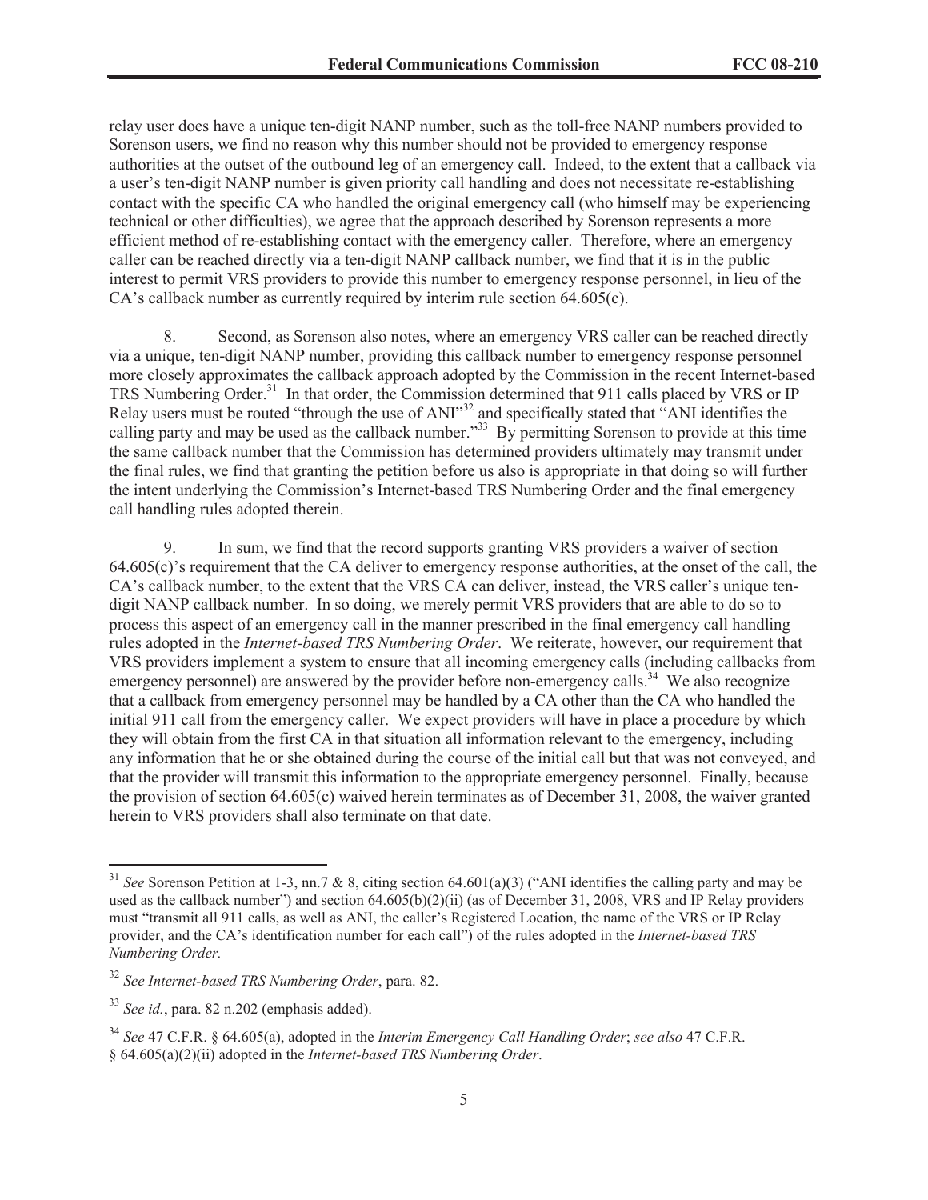relay user does have a unique ten-digit NANP number, such as the toll-free NANP numbers provided to Sorenson users, we find no reason why this number should not be provided to emergency response authorities at the outset of the outbound leg of an emergency call. Indeed, to the extent that a callback via a user's ten-digit NANP number is given priority call handling and does not necessitate re-establishing contact with the specific CA who handled the original emergency call (who himself may be experiencing technical or other difficulties), we agree that the approach described by Sorenson represents a more efficient method of re-establishing contact with the emergency caller. Therefore, where an emergency caller can be reached directly via a ten-digit NANP callback number, we find that it is in the public interest to permit VRS providers to provide this number to emergency response personnel, in lieu of the CA's callback number as currently required by interim rule section 64.605(c).

8. Second, as Sorenson also notes, where an emergency VRS caller can be reached directly via a unique, ten-digit NANP number, providing this callback number to emergency response personnel more closely approximates the callback approach adopted by the Commission in the recent Internet-based TRS Numbering Order.[31] In that order, the Commission determined that 911 calls placed by VRS or IP Relay users must be routed "through the use of ANI"[32] and specifically stated that "ANI identifies the calling party and may be used as the callback number."[33] By permitting Sorenson to provide at this time the same callback number that the Commission has determined providers ultimately may transmit under the final rules, we find that granting the petition before us also is appropriate in that doing so will further the intent underlying the Commission's Internet-based TRS Numbering Order and the final emergency call handling rules adopted therein.

9. In sum, we find that the record supports granting VRS providers a waiver of section 64.605(c)'s requirement that the CA deliver to emergency response authorities, at the onset of the call, the CA's callback number, to the extent that the VRS CA can deliver, instead, the VRS caller's unique ten-digit NANP callback number. In so doing, we merely permit VRS providers that are able to do so to process this aspect of an emergency call in the manner prescribed in the final emergency call handling rules adopted in the *Internet-based TRS Numbering Order*. We reiterate, however, our requirement that VRS providers implement a system to ensure that all incoming emergency calls (including callbacks from emergency personnel) are answered by the provider before non-emergency calls.[34] We also recognize that a callback from emergency personnel may be handled by a CA other than the CA who handled the initial 911 call from the emergency caller. We expect providers will have in place a procedure by which they will obtain from the first CA in that situation all information relevant to the emergency, including any information that he or she obtained during the course of the initial call but that was not conveyed, and that the provider will transmit this information to the appropriate emergency personnel. Finally, because the provision of section 64.605(c) waived herein terminates as of December 31, 2008, the waiver granted herein to VRS providers shall also terminate on that date.

---

[31] *See* Sorenson Petition at 1-3, nn.7 & 8, citing section 64.601(a)(3) ("ANI identifies the calling party and may be used as the callback number") and section 64.605(b)(2)(ii) (as of December 31, 2008, VRS and IP Relay providers must "transmit all 911 calls, as well as ANI, the caller's Registered Location, the name of the VRS or IP Relay provider, and the CA's identification number for each call") of the rules adopted in the *Internet-based TRS Numbering Order.*

[32] *See Internet-based TRS Numbering Order*, para. 82.

[33] *See id.*, para. 82 n.202 (emphasis added).

[34] *See* 47 C.F.R. § 64.605(a), adopted in the *Interim Emergency Call Handling Order*; *see also* 47 C.F.R. § 64.605(a)(2)(ii) adopted in the *Internet-based TRS Numbering Order*.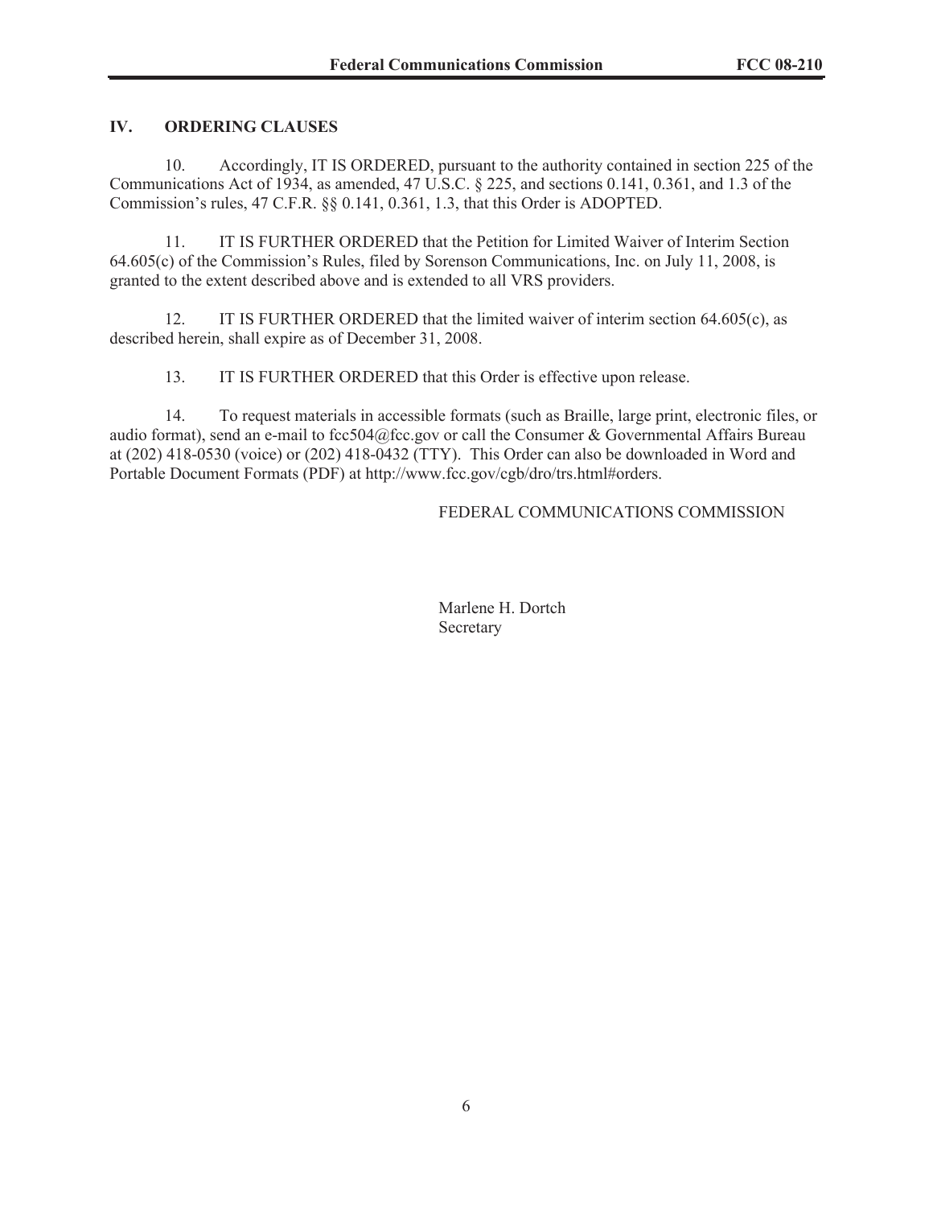## IV. ORDERING CLAUSES

10. Accordingly, IT IS ORDERED, pursuant to the authority contained in section 225 of the Communications Act of 1934, as amended, 47 U.S.C. § 225, and sections 0.141, 0.361, and 1.3 of the Commission's rules, 47 C.F.R. §§ 0.141, 0.361, 1.3, that this Order is ADOPTED.

11. IT IS FURTHER ORDERED that the Petition for Limited Waiver of Interim Section 64.605(c) of the Commission's Rules, filed by Sorenson Communications, Inc. on July 11, 2008, is granted to the extent described above and is extended to all VRS providers.

12. IT IS FURTHER ORDERED that the limited waiver of interim section 64.605(c), as described herein, shall expire as of December 31, 2008.

13. IT IS FURTHER ORDERED that this Order is effective upon release.

14. To request materials in accessible formats (such as Braille, large print, electronic files, or audio format), send an e-mail to fcc504@fcc.gov or call the Consumer & Governmental Affairs Bureau at (202) 418-0530 (voice) or (202) 418-0432 (TTY). This Order can also be downloaded in Word and Portable Document Formats (PDF) at http://www.fcc.gov/cgb/dro/trs.html#orders.

FEDERAL COMMUNICATIONS COMMISSION

Marlene H. Dortch
Secretary